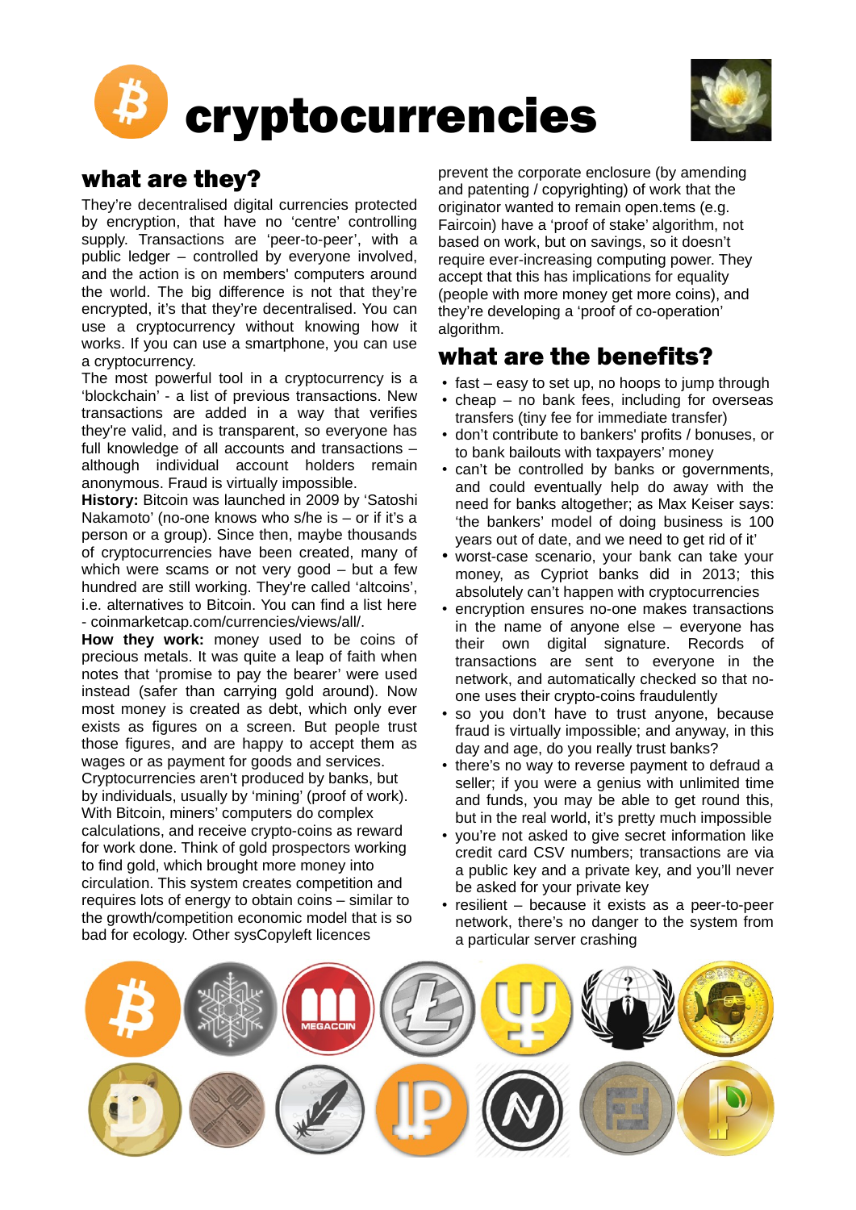# cryptocurrencies

## what are they?

They're decentralised digital currencies protected by encryption, that have no 'centre' controlling supply. Transactions are 'peer-to-peer', with a public ledger – controlled by everyone involved, and the action is on members' computers around the world. The big difference is not that they're encrypted, it's that they're decentralised. You can use a cryptocurrency without knowing how it works. If you can use a smartphone, you can use a cryptocurrency.

The most powerful tool in a cryptocurrency is a 'blockchain' - a list of previous transactions. New transactions are added in a way that verifies they're valid, and is transparent, so everyone has full knowledge of all accounts and transactions – although individual account holders remain anonymous. Fraud is virtually impossible.

**History:** Bitcoin was launched in 2009 by 'Satoshi Nakamoto' (no-one knows who s/he is – or if it's a person or a group). Since then, maybe thousands of cryptocurrencies have been created, many of which were scams or not very good – but a few hundred are still working. They're called 'altcoins', i.e. alternatives to Bitcoin. You can find a list here - coinmarketcap.com/currencies/views/all/.

**How they work:** money used to be coins of precious metals. It was quite a leap of faith when notes that 'promise to pay the bearer' were used instead (safer than carrying gold around). Now most money is created as debt, which only ever exists as figures on a screen. But people trust those figures, and are happy to accept them as wages or as payment for goods and services.

Cryptocurrencies aren't produced by banks, but by individuals, usually by 'mining' (proof of work). With Bitcoin, miners' computers do complex calculations, and receive crypto-coins as reward for work done. Think of gold prospectors working to find gold, which brought more money into circulation. This system creates competition and requires lots of energy to obtain coins – similar to the growth/competition economic model that is so bad for ecology. Other sysCopyleft licences prevent the corporate enclosure (by amending and patenting / copyrighting) of work that the originator wanted to remain open.tems (e.g. Faircoin) have a 'proof of stake' algorithm, not based on work, but on savings, so it doesn't require ever-increasing computing power. They accept that this has implications for equality (people with more money get more coins), and they're developing a 'proof of co-operation' algorithm.

## what are the benefits?

- fast – easy to set up, no hoops to jump through
- cheap – no bank fees, including for overseas transfers (tiny fee for immediate transfer)
- don't contribute to bankers' profits / bonuses, or to bank bailouts with taxpayers' money
- can't be controlled by banks or governments, and could eventually help do away with the need for banks altogether; as Max Keiser says: 'the bankers' model of doing business is 100 years out of date, and we need to get rid of it'
- worst-case scenario, your bank can take your money, as Cypriot banks did in 2013; this absolutely can't happen with cryptocurrencies
- encryption ensures no-one makes transactions in the name of anyone else – everyone has their own digital signature. Records of transactions are sent to everyone in the network, and automatically checked so that no-one uses their crypto-coins fraudulently
- so you don't have to trust anyone, because fraud is virtually impossible; and anyway, in this day and age, do you really trust banks?
- there's no way to reverse payment to defraud a seller; if you were a genius with unlimited time and funds, you may be able to get round this, but in the real world, it's pretty much impossible
- you're not asked to give secret information like credit card CSV numbers; transactions are via a public key and a private key, and you'll never be asked for your private key
- resilient – because it exists as a peer-to-peer network, there's no danger to the system from a particular server crashing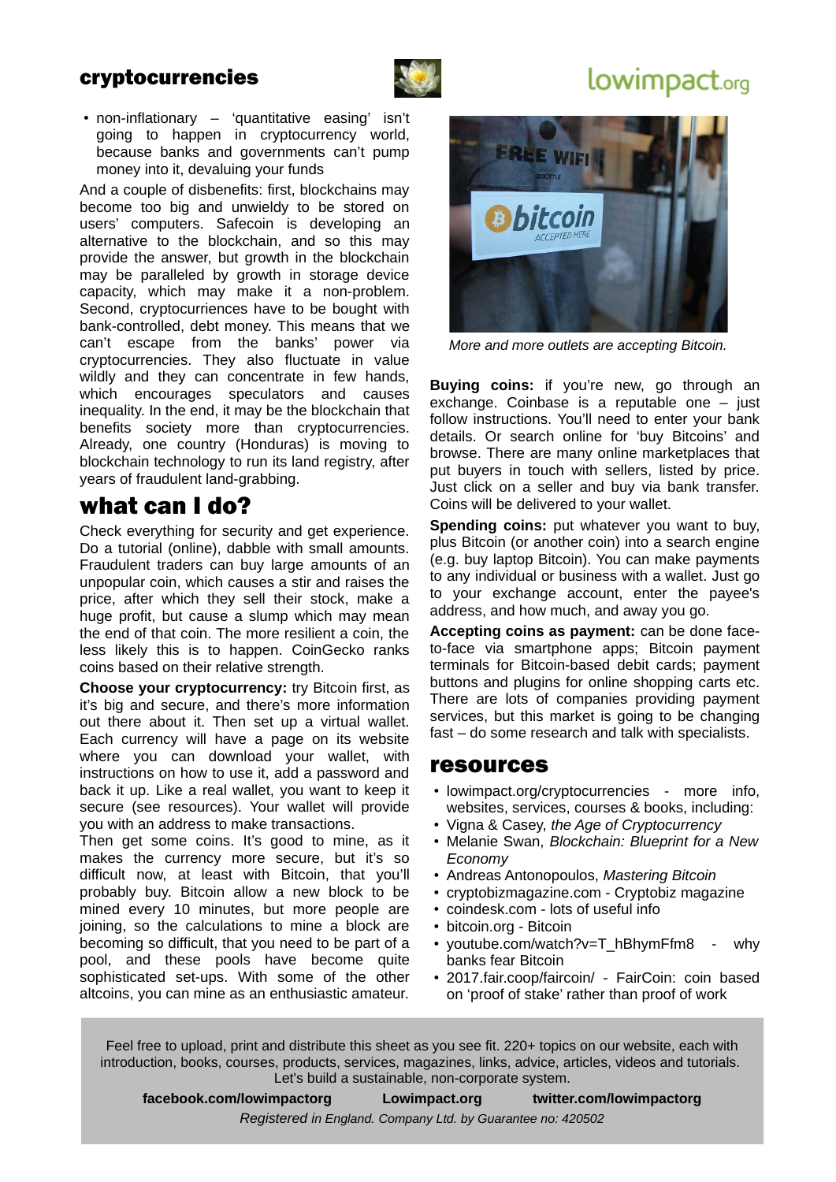## cryptocurrencies

- non-inflationary – 'quantitative easing' isn't going to happen in cryptocurrency world, because banks and governments can't pump money into it, devaluing your funds

And a couple of disbenefits: first, blockchains may become too big and unwieldy to be stored on users' computers. Safecoin is developing an alternative to the blockchain, and so this may provide the answer, but growth in the blockchain may be paralleled by growth in storage device capacity, which may make it a non-problem. Second, cryptocurriences have to be bought with bank-controlled, debt money. This means that we can't escape from the banks' power via cryptocurrencies. They also fluctuate in value wildly and they can concentrate in few hands, which encourages speculators and causes inequality. In the end, it may be the blockchain that benefits society more than cryptocurrencies. Already, one country (Honduras) is moving to blockchain technology to run its land registry, after years of fraudulent land-grabbing.

## what can I do?

Check everything for security and get experience. Do a tutorial (online), dabble with small amounts. Fraudulent traders can buy large amounts of an unpopular coin, which causes a stir and raises the price, after which they sell their stock, make a huge profit, but cause a slump which may mean the end of that coin. The more resilient a coin, the less likely this is to happen. CoinGecko ranks coins based on their relative strength.

**Choose your cryptocurrency:** try Bitcoin first, as it's big and secure, and there's more information out there about it. Then set up a virtual wallet. Each currency will have a page on its website where you can download your wallet, with instructions on how to use it, add a password and back it up. Like a real wallet, you want to keep it secure (see resources). Your wallet will provide you with an address to make transactions.

Then get some coins. It's good to mine, as it makes the currency more secure, but it's so difficult now, at least with Bitcoin, that you'll probably buy. Bitcoin allow a new block to be mined every 10 minutes, but more people are joining, so the calculations to mine a block are becoming so difficult, that you need to be part of a pool, and these pools have become quite sophisticated set-ups. With some of the other altcoins, you can mine as an enthusiastic amateur.

*More and more outlets are accepting Bitcoin.*

**Buying coins:** if you're new, go through an exchange. Coinbase is a reputable one – just follow instructions. You'll need to enter your bank details. Or search online for 'buy Bitcoins' and browse. There are many online marketplaces that put buyers in touch with sellers, listed by price. Just click on a seller and buy via bank transfer. Coins will be delivered to your wallet.

**Spending coins:** put whatever you want to buy, plus Bitcoin (or another coin) into a search engine (e.g. buy laptop Bitcoin). You can make payments to any individual or business with a wallet. Just go to your exchange account, enter the payee's address, and how much, and away you go.

**Accepting coins as payment:** can be done face-to-face via smartphone apps; Bitcoin payment terminals for Bitcoin-based debit cards; payment buttons and plugins for online shopping carts etc. There are lots of companies providing payment services, but this market is going to be changing fast – do some research and talk with specialists.

## resources

- lowimpact.org/cryptocurrencies - more info, websites, services, courses & books, including:
- Vigna & Casey, *the Age of Cryptocurrency*
- Melanie Swan, *Blockchain: Blueprint for a New Economy*
- Andreas Antonopoulos, *Mastering Bitcoin*
- cryptobizmagazine.com - Cryptobiz magazine
- coindesk.com - lots of useful info
- bitcoin.org - Bitcoin
- youtube.com/watch?v=T_hBhymFfm8 - why banks fear Bitcoin
- 2017.fair.coop/faircoin/ - FairCoin: coin based on 'proof of stake' rather than proof of work

Feel free to upload, print and distribute this sheet as you see fit. 220+ topics on our website, each with introduction, books, courses, products, services, magazines, links, advice, articles, videos and tutorials. Let's build a sustainable, non-corporate system.

**facebook.com/lowimpactorg** **Lowimpact.org** **twitter.com/lowimpactorg**

*Registered in England. Company Ltd. by Guarantee no: 420502*